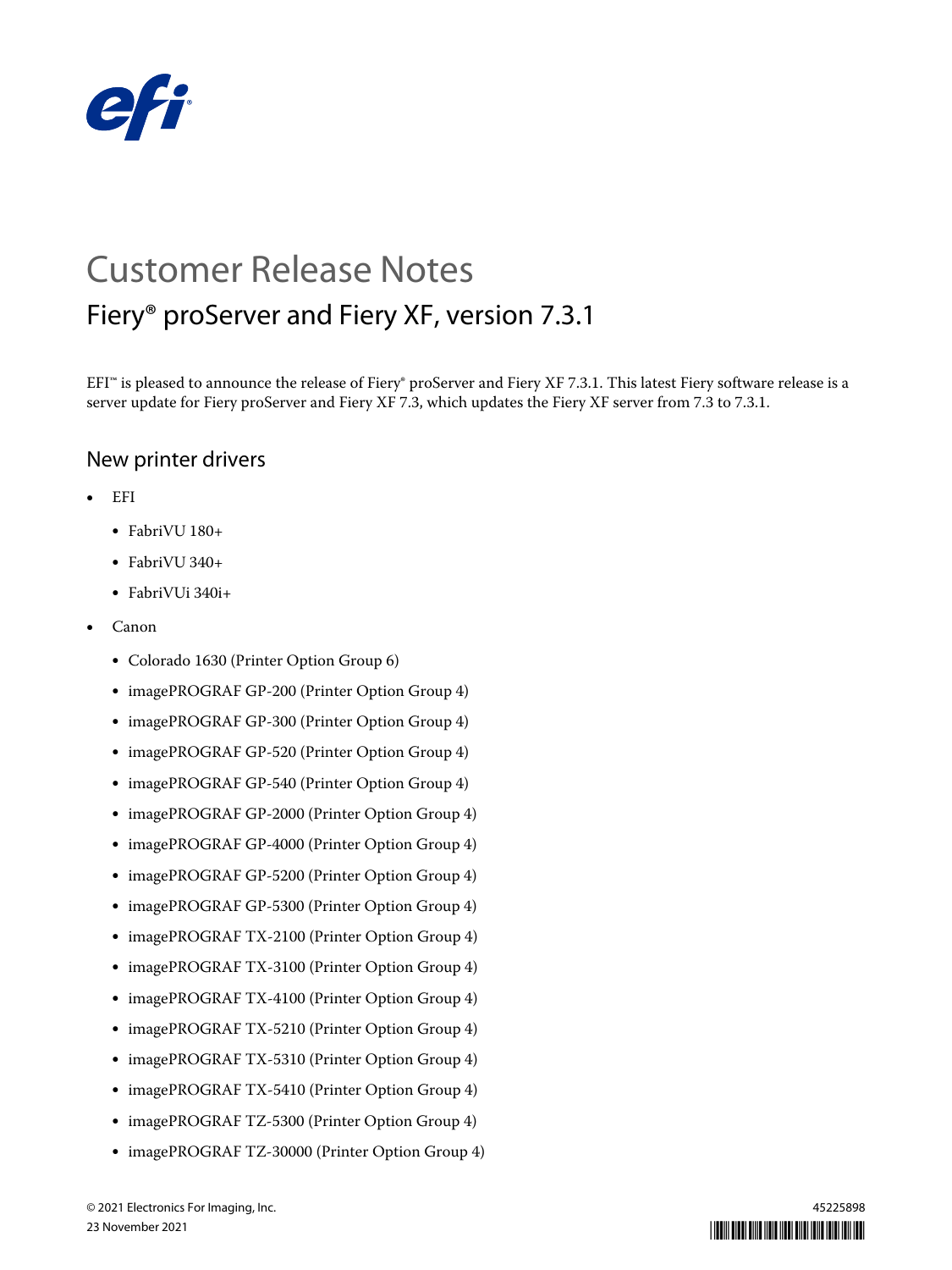# Customer Release Notes

## Fiery® proServer and Fiery XF, version 7.3.1

EFI™ is pleased to announce the release of Fiery® proServer and Fiery XF 7.3.1. This latest Fiery software release is a server update for Fiery proServer and Fiery XF 7.3, which updates the Fiery XF server from 7.3 to 7.3.1.

## New printer drivers

- EFI
  - FabriVU 180+
  - FabriVU 340+
  - FabriVUi 340i+
- Canon
  - Colorado 1630 (Printer Option Group 6)
  - imagePROGRAF GP-200 (Printer Option Group 4)
  - imagePROGRAF GP-300 (Printer Option Group 4)
  - imagePROGRAF GP-520 (Printer Option Group 4)
  - imagePROGRAF GP-540 (Printer Option Group 4)
  - imagePROGRAF GP-2000 (Printer Option Group 4)
  - imagePROGRAF GP-4000 (Printer Option Group 4)
  - imagePROGRAF GP-5200 (Printer Option Group 4)
  - imagePROGRAF GP-5300 (Printer Option Group 4)
  - imagePROGRAF TX-2100 (Printer Option Group 4)
  - imagePROGRAF TX-3100 (Printer Option Group 4)
  - imagePROGRAF TX-4100 (Printer Option Group 4)
  - imagePROGRAF TX-5210 (Printer Option Group 4)
  - imagePROGRAF TX-5310 (Printer Option Group 4)
  - imagePROGRAF TX-5410 (Printer Option Group 4)
  - imagePROGRAF TZ-5300 (Printer Option Group 4)
  - imagePROGRAF TZ-30000 (Printer Option Group 4)

© 2021 Electronics For Imaging, Inc.
23 November 2021

45225898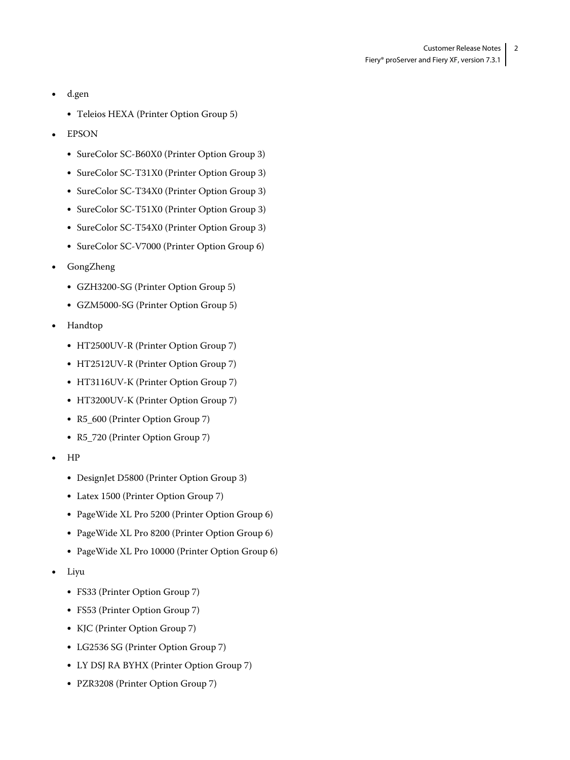- d.gen
  - Teleios HEXA (Printer Option Group 5)
- EPSON
  - SureColor SC-B60X0 (Printer Option Group 3)
  - SureColor SC-T31X0 (Printer Option Group 3)
  - SureColor SC-T34X0 (Printer Option Group 3)
  - SureColor SC-T51X0 (Printer Option Group 3)
  - SureColor SC-T54X0 (Printer Option Group 3)
  - SureColor SC-V7000 (Printer Option Group 6)
- GongZheng
  - GZH3200-SG (Printer Option Group 5)
  - GZM5000-SG (Printer Option Group 5)
- Handtop
  - HT2500UV-R (Printer Option Group 7)
  - HT2512UV-R (Printer Option Group 7)
  - HT3116UV-K (Printer Option Group 7)
  - HT3200UV-K (Printer Option Group 7)
  - R5_600 (Printer Option Group 7)
  - R5_720 (Printer Option Group 7)
- HP
  - DesignJet D5800 (Printer Option Group 3)
  - Latex 1500 (Printer Option Group 7)
  - PageWide XL Pro 5200 (Printer Option Group 6)
  - PageWide XL Pro 8200 (Printer Option Group 6)
  - PageWide XL Pro 10000 (Printer Option Group 6)
- Liyu
  - FS33 (Printer Option Group 7)
  - FS53 (Printer Option Group 7)
  - KJC (Printer Option Group 7)
  - LG2536 SG (Printer Option Group 7)
  - LY DSJ RA BYHX (Printer Option Group 7)
  - PZR3208 (Printer Option Group 7)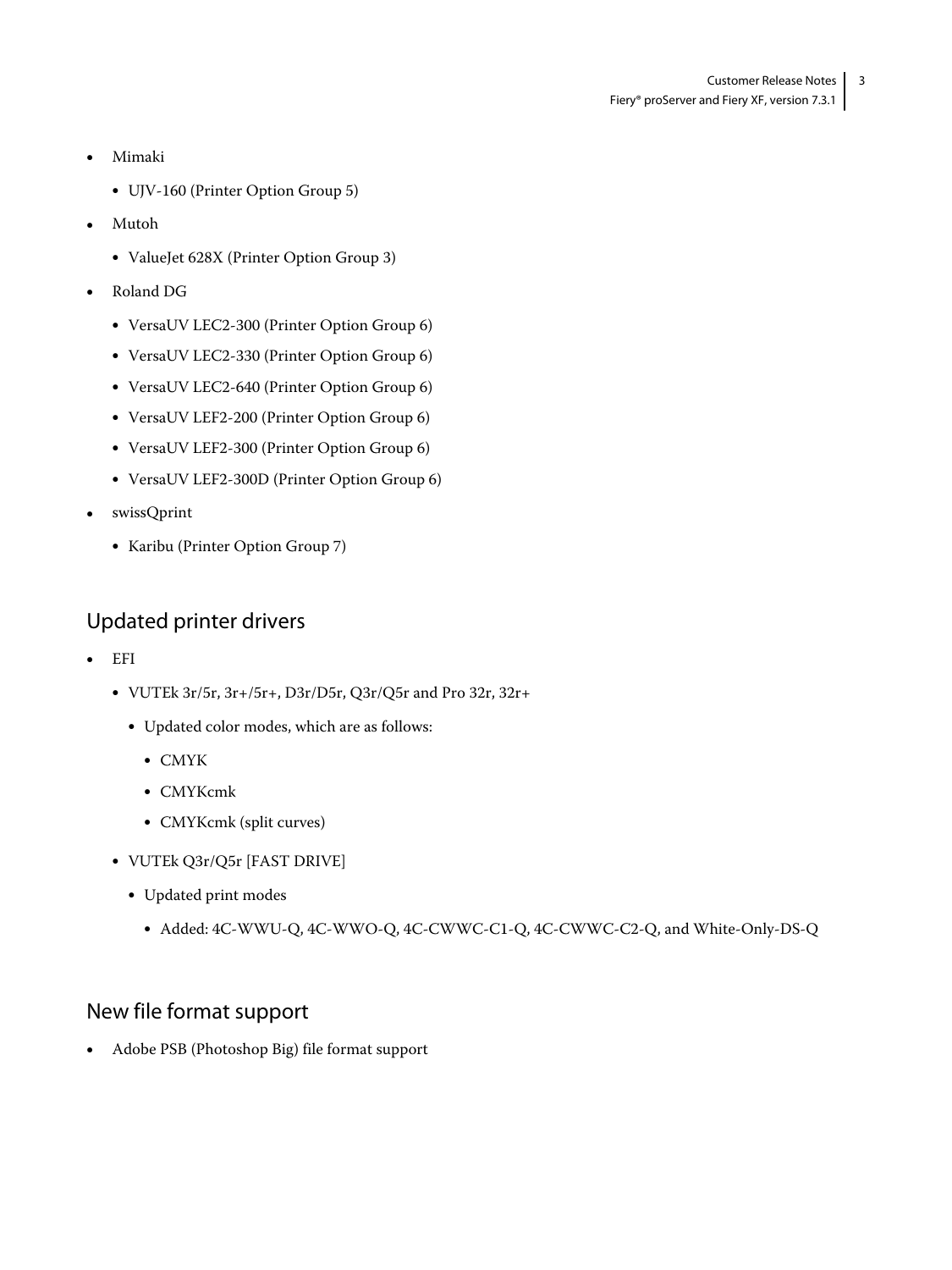- Mimaki
  - UJV-160 (Printer Option Group 5)
- Mutoh
  - ValueJet 628X (Printer Option Group 3)
- Roland DG
  - VersaUV LEC2-300 (Printer Option Group 6)
  - VersaUV LEC2-330 (Printer Option Group 6)
  - VersaUV LEC2-640 (Printer Option Group 6)
  - VersaUV LEF2-200 (Printer Option Group 6)
  - VersaUV LEF2-300 (Printer Option Group 6)
  - VersaUV LEF2-300D (Printer Option Group 6)
- swissQprint
  - Karibu (Printer Option Group 7)

## Updated printer drivers

- EFI
  - VUTEk 3r/5r, 3r+/5r+, D3r/D5r, Q3r/Q5r and Pro 32r, 32r+
    - Updated color modes, which are as follows:
      - CMYK
      - CMYKcmk
      - CMYKcmk (split curves)
  - VUTEk Q3r/Q5r [FAST DRIVE]
    - Updated print modes
      - Added: 4C-WWU-Q, 4C-WWO-Q, 4C-CWWC-C1-Q, 4C-CWWC-C2-Q, and White-Only-DS-Q

## New file format support

- Adobe PSB (Photoshop Big) file format support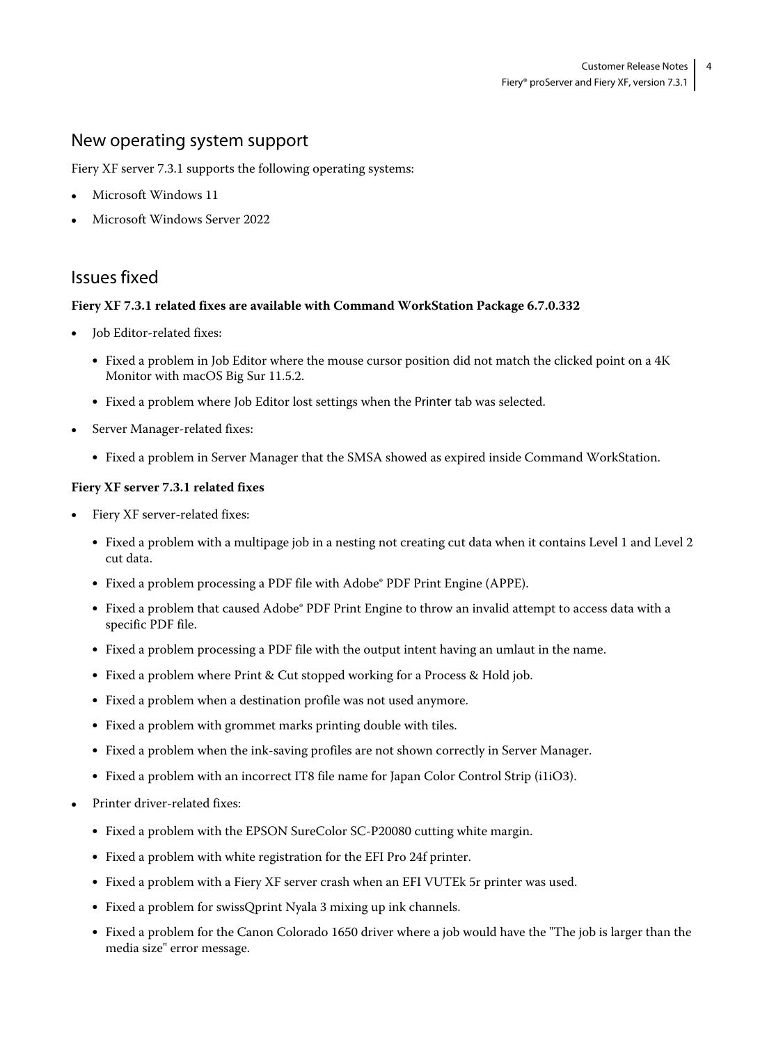## New operating system support

Fiery XF server 7.3.1 supports the following operating systems:

- Microsoft Windows 11
- Microsoft Windows Server 2022

## Issues fixed

**Fiery XF 7.3.1 related fixes are available with Command WorkStation Package 6.7.0.332**

- Job Editor-related fixes:
  - Fixed a problem in Job Editor where the mouse cursor position did not match the clicked point on a 4K Monitor with macOS Big Sur 11.5.2.
  - Fixed a problem where Job Editor lost settings when the Printer tab was selected.
- Server Manager-related fixes:
  - Fixed a problem in Server Manager that the SMSA showed as expired inside Command WorkStation.

**Fiery XF server 7.3.1 related fixes**

- Fiery XF server-related fixes:
  - Fixed a problem with a multipage job in a nesting not creating cut data when it contains Level 1 and Level 2 cut data.
  - Fixed a problem processing a PDF file with Adobe® PDF Print Engine (APPE).
  - Fixed a problem that caused Adobe® PDF Print Engine to throw an invalid attempt to access data with a specific PDF file.
  - Fixed a problem processing a PDF file with the output intent having an umlaut in the name.
  - Fixed a problem where Print & Cut stopped working for a Process & Hold job.
  - Fixed a problem when a destination profile was not used anymore.
  - Fixed a problem with grommet marks printing double with tiles.
  - Fixed a problem when the ink-saving profiles are not shown correctly in Server Manager.
  - Fixed a problem with an incorrect IT8 file name for Japan Color Control Strip (i1iO3).
- Printer driver-related fixes:
  - Fixed a problem with the EPSON SureColor SC-P20080 cutting white margin.
  - Fixed a problem with white registration for the EFI Pro 24f printer.
  - Fixed a problem with a Fiery XF server crash when an EFI VUTEk 5r printer was used.
  - Fixed a problem for swissQprint Nyala 3 mixing up ink channels.
  - Fixed a problem for the Canon Colorado 1650 driver where a job would have the "The job is larger than the media size" error message.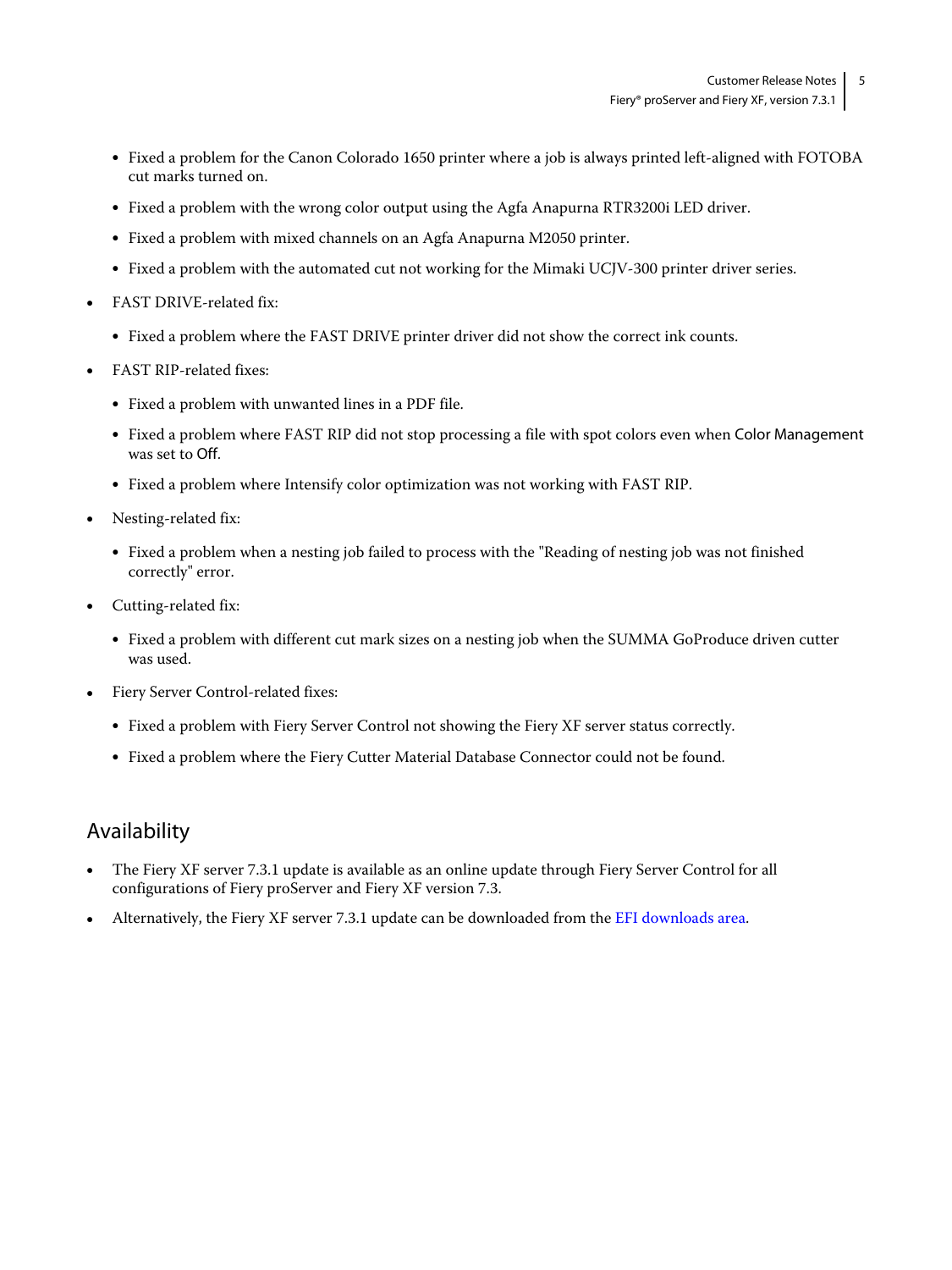- Fixed a problem for the Canon Colorado 1650 printer where a job is always printed left-aligned with FOTOBA cut marks turned on.
- Fixed a problem with the wrong color output using the Agfa Anapurna RTR3200i LED driver.
- Fixed a problem with mixed channels on an Agfa Anapurna M2050 printer.
- Fixed a problem with the automated cut not working for the Mimaki UCJV-300 printer driver series.

- FAST DRIVE-related fix:
  - Fixed a problem where the FAST DRIVE printer driver did not show the correct ink counts.
- FAST RIP-related fixes:
  - Fixed a problem with unwanted lines in a PDF file.
  - Fixed a problem where FAST RIP did not stop processing a file with spot colors even when Color Management was set to Off.
  - Fixed a problem where Intensify color optimization was not working with FAST RIP.
- Nesting-related fix:
  - Fixed a problem when a nesting job failed to process with the "Reading of nesting job was not finished correctly" error.
- Cutting-related fix:
  - Fixed a problem with different cut mark sizes on a nesting job when the SUMMA GoProduce driven cutter was used.
- Fiery Server Control-related fixes:
  - Fixed a problem with Fiery Server Control not showing the Fiery XF server status correctly.
  - Fixed a problem where the Fiery Cutter Material Database Connector could not be found.

## Availability

- The Fiery XF server 7.3.1 update is available as an online update through Fiery Server Control for all configurations of Fiery proServer and Fiery XF version 7.3.
- Alternatively, the Fiery XF server 7.3.1 update can be downloaded from the EFI downloads area.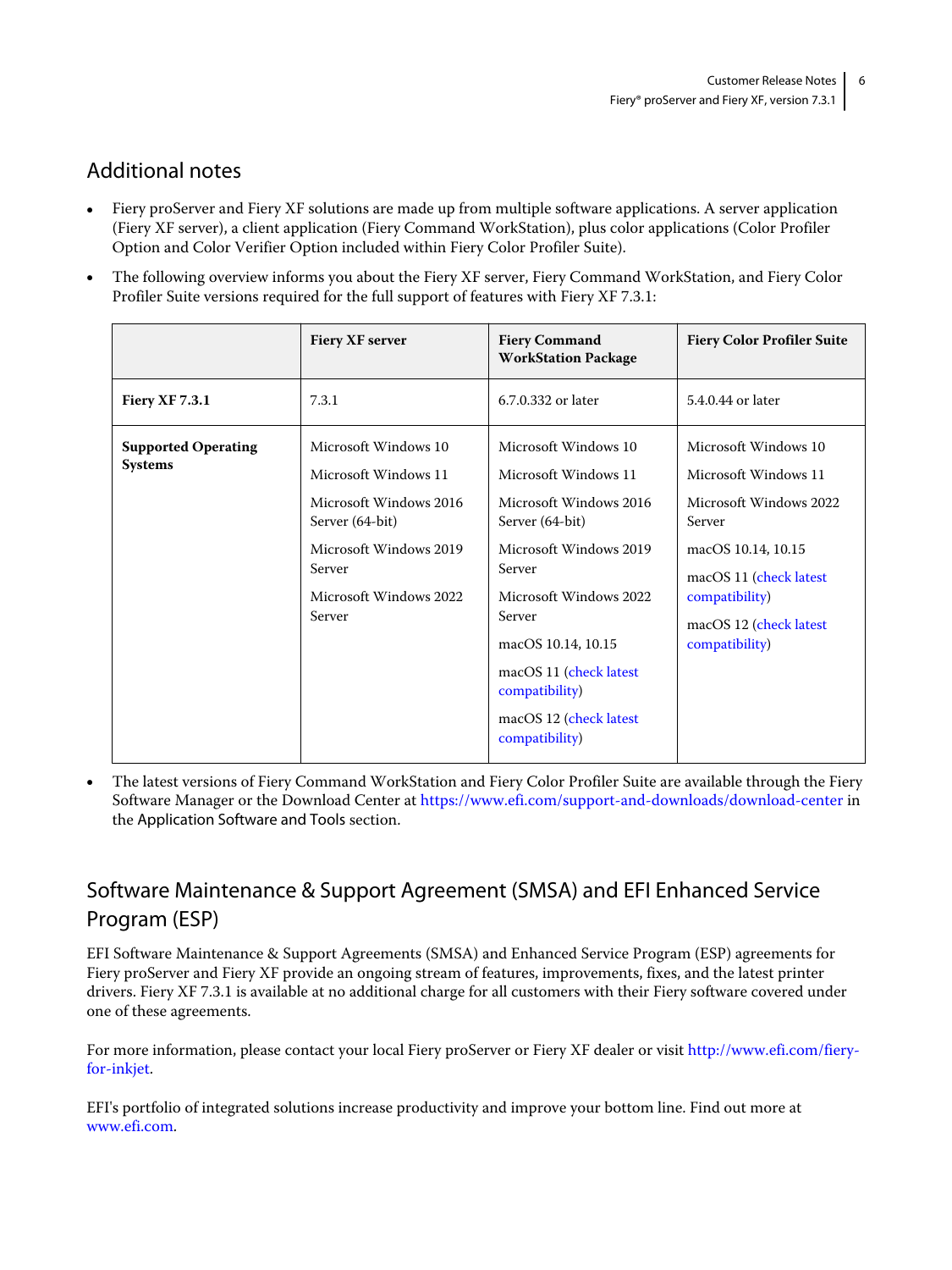## Additional notes

- Fiery proServer and Fiery XF solutions are made up from multiple software applications. A server application (Fiery XF server), a client application (Fiery Command WorkStation), plus color applications (Color Profiler Option and Color Verifier Option included within Fiery Color Profiler Suite).
- The following overview informs you about the Fiery XF server, Fiery Command WorkStation, and Fiery Color Profiler Suite versions required for the full support of features with Fiery XF 7.3.1:

| | Fiery XF server | Fiery Command WorkStation Package | Fiery Color Profiler Suite |
|---|---|---|---|
| **Fiery XF 7.3.1** | 7.3.1 | 6.7.0.332 or later | 5.4.0.44 or later |
| **Supported Operating Systems** | Microsoft Windows 10<br>Microsoft Windows 11<br>Microsoft Windows 2016 Server (64-bit)<br>Microsoft Windows 2019 Server<br>Microsoft Windows 2022 Server | Microsoft Windows 10<br>Microsoft Windows 11<br>Microsoft Windows 2016 Server (64-bit)<br>Microsoft Windows 2019 Server<br>Microsoft Windows 2022 Server<br>macOS 10.14, 10.15<br>macOS 11 (check latest compatibility)<br>macOS 12 (check latest compatibility) | Microsoft Windows 10<br>Microsoft Windows 11<br>Microsoft Windows 2022 Server<br>macOS 10.14, 10.15<br>macOS 11 (check latest compatibility)<br>macOS 12 (check latest compatibility) |

- The latest versions of Fiery Command WorkStation and Fiery Color Profiler Suite are available through the Fiery Software Manager or the Download Center at https://www.efi.com/support-and-downloads/download-center in the Application Software and Tools section.

## Software Maintenance & Support Agreement (SMSA) and EFI Enhanced Service Program (ESP)

EFI Software Maintenance & Support Agreements (SMSA) and Enhanced Service Program (ESP) agreements for Fiery proServer and Fiery XF provide an ongoing stream of features, improvements, fixes, and the latest printer drivers. Fiery XF 7.3.1 is available at no additional charge for all customers with their Fiery software covered under one of these agreements.

For more information, please contact your local Fiery proServer or Fiery XF dealer or visit http://www.efi.com/fiery-for-inkjet.

EFI's portfolio of integrated solutions increase productivity and improve your bottom line. Find out more at www.efi.com.